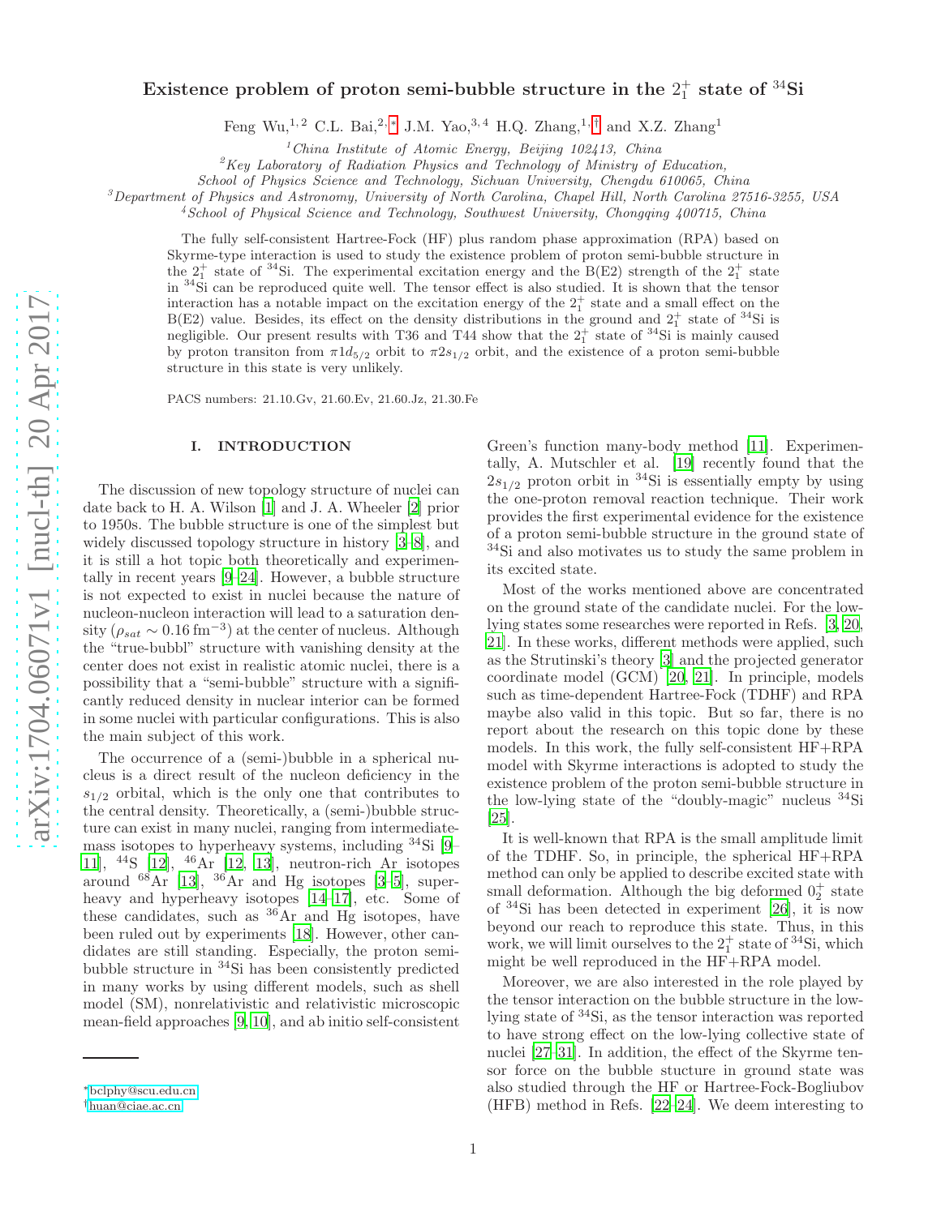# Existence problem of proton semi-bubble structure in the $2_1^+$ state of $^{34}$Si

Feng Wu,[1,2] C.L. Bai,[2,*] J.M. Yao,[3,4] H.Q. Zhang,[1,†] and X.Z. Zhang[1]

[1] *China Institute of Atomic Energy, Beijing 102413, China*
[2] *Key Laboratory of Radiation Physics and Technology of Ministry of Education, School of Physics Science and Technology, Sichuan University, Chengdu 610065, China*
[3] *Department of Physics and Astronomy, University of North Carolina, Chapel Hill, North Carolina 27516-3255, USA*
[4] *School of Physical Science and Technology, Southwest University, Chongqing 400715, China*

The fully self-consistent Hartree-Fock (HF) plus random phase approximation (RPA) based on Skyrme-type interaction is used to study the existence problem of proton semi-bubble structure in the $2_1^+$ state of $^{34}$Si. The experimental excitation energy and the B(E2) strength of the $2_1^+$ state in $^{34}$Si can be reproduced quite well. The tensor effect is also studied. It is shown that the tensor interaction has a notable impact on the excitation energy of the $2_1^+$ state and a small effect on the B(E2) value. Besides, its effect on the density distributions in the ground and $2_1^+$ state of $^{34}$Si is negligible. Our present results with T36 and T44 show that the $2_1^+$ state of $^{34}$Si is mainly caused by proton transiton from $\pi 1d_{5/2}$ orbit to $\pi 2s_{1/2}$ orbit, and the existence of a proton semi-bubble structure in this state is very unlikely.

PACS numbers: 21.10.Gv, 21.60.Ev, 21.60.Jz, 21.30.Fe

## I. INTRODUCTION

The discussion of new topology structure of nuclei can date back to H. A. Wilson [1] and J. A. Wheeler [2] prior to 1950s. The bubble structure is one of the simplest but widely discussed topology structure in history [3–8], and it is still a hot topic both theoretically and experimentally in recent years [9–24]. However, a bubble structure is not expected to exist in nuclei because the nature of nucleon-nucleon interaction will lead to a saturation density ($\rho_{sat} \sim 0.16\,\mathrm{fm}^{-3}$) at the center of nucleus. Although the "true-bubbl" structure with vanishing density at the center does not exist in realistic atomic nuclei, there is a possibility that a "semi-bubble" structure with a significantly reduced density in nuclear interior can be formed in some nuclei with particular configurations. This is also the main subject of this work.

The occurrence of a (semi-)bubble in a spherical nucleus is a direct result of the nucleon deficiency in the $s_{1/2}$ orbital, which is the only one that contributes to the central density. Theoretically, a (semi-)bubble structure can exist in many nuclei, ranging from intermediate-mass isotopes to hyperheavy systems, including $^{34}$Si [9–11], $^{44}$S [12], $^{46}$Ar [12, 13], neutron-rich Ar isotopes around $^{68}$Ar [13], $^{36}$Ar and Hg isotopes [3–5], superheavy and hyperheavy isotopes [14–17], etc. Some of these candidates, such as $^{36}$Ar and Hg isotopes, have been ruled out by experiments [18]. However, other candidates are still standing. Especially, the proton semi-bubble structure in $^{34}$Si has been consistently predicted in many works by using different models, such as shell model (SM), nonrelativistic and relativistic microscopic mean-field approaches [9, 10], and ab initio self-consistent Green's function many-body method [11]. Experimentally, A. Mutschler et al. [19] recently found that the $2s_{1/2}$ proton orbit in $^{34}$Si is essentially empty by using the one-proton removal reaction technique. Their work provides the first experimental evidence for the existence of a proton semi-bubble structure in the ground state of $^{34}$Si and also motivates us to study the same problem in its excited state.

Most of the works mentioned above are concentrated on the ground state of the candidate nuclei. For the low-lying states some researches were reported in Refs. [3, 20, 21]. In these works, different methods were applied, such as the Strutinski's theory [3] and the projected generator coordinate model (GCM) [20, 21]. In principle, models such as time-dependent Hartree-Fock (TDHF) and RPA maybe also valid in this topic. But so far, there is no report about the research on this topic done by these models. In this work, the fully self-consistent HF+RPA model with Skyrme interactions is adopted to study the existence problem of the proton semi-bubble structure in the low-lying state of the "doubly-magic" nucleus $^{34}$Si [25].

It is well-known that RPA is the small amplitude limit of the TDHF. So, in principle, the spherical HF+RPA method can only be applied to describe excited state with small deformation. Although the big deformed $0_2^+$ state of $^{34}$Si has been detected in experiment [26], it is now beyond our reach to reproduce this state. Thus, in this work, we will limit ourselves to the $2_1^+$ state of $^{34}$Si, which might be well reproduced in the HF+RPA model.

Moreover, we are also interested in the role played by the tensor interaction on the bubble structure in the low-lying state of $^{34}$Si, as the tensor interaction was reported to have strong effect on the low-lying collective state of nuclei [27–31]. In addition, the effect of the Skyrme tensor force on the bubble stucture in ground state was also studied through the HF or Hartree-Fock-Bogliubov (HFB) method in Refs. [22–24]. We deem interesting to

---

\* bclphy@scu.edu.cn
† huan@ciae.ac.cn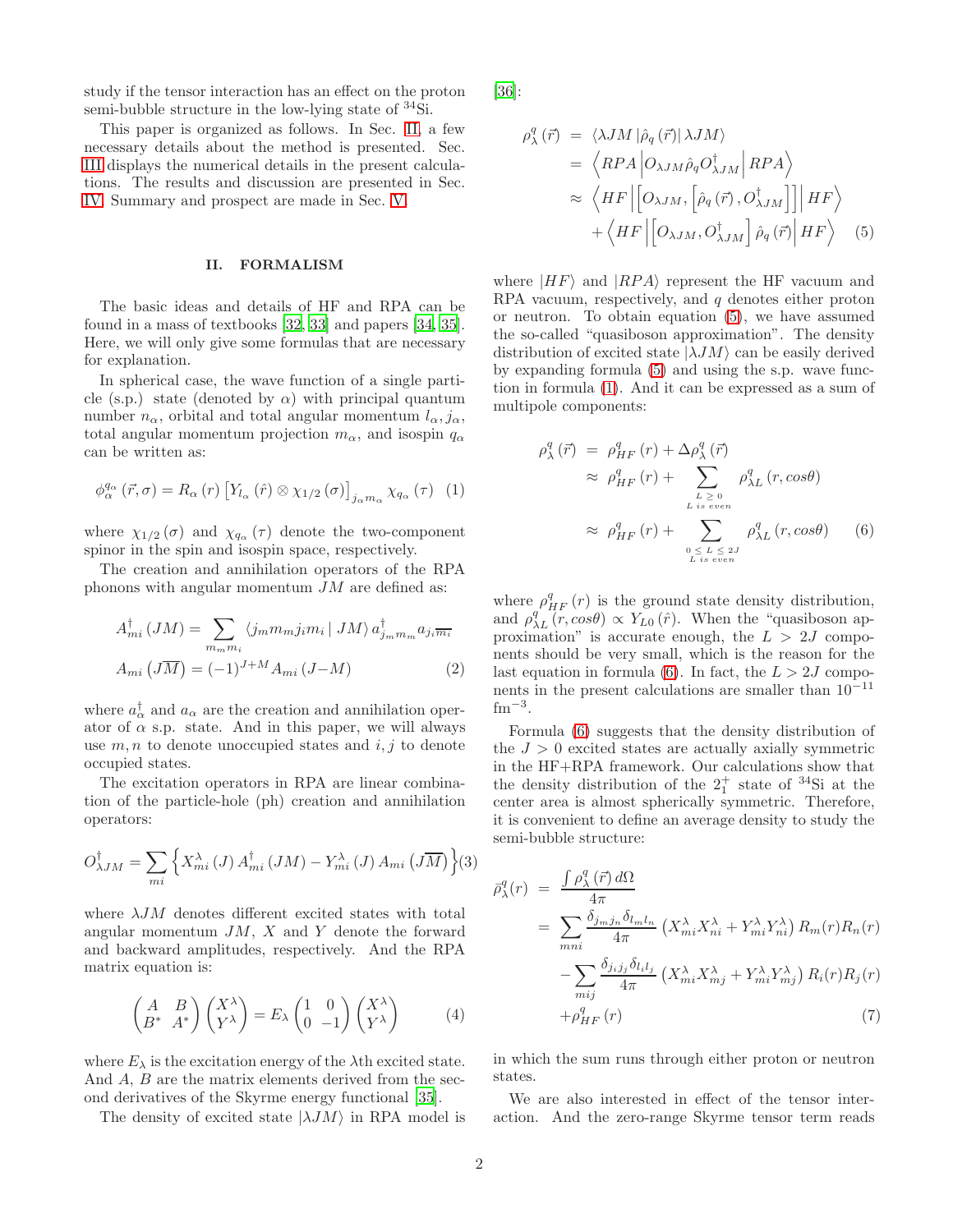study if the tensor interaction has an effect on the proton semi-bubble structure in the low-lying state of $^{34}$Si.

This paper is organized as follows. In Sec. II, a few necessary details about the method is presented. Sec. III displays the numerical details in the present calculations. The results and discussion are presented in Sec. IV. Summary and prospect are made in Sec. V.

## II. FORMALISM

The basic ideas and details of HF and RPA can be found in a mass of textbooks [32, 33] and papers [34, 35]. Here, we will only give some formulas that are necessary for explanation.

In spherical case, the wave function of a single particle (s.p.) state (denoted by $\alpha$) with principal quantum number $n_\alpha$, orbital and total angular momentum $l_\alpha, j_\alpha$, total angular momentum projection $m_\alpha$, and isospin $q_\alpha$ can be written as:

$$\phi_\alpha^{q_\alpha}(\vec{r},\sigma) = R_\alpha(r)\left[Y_{l_\alpha}(\hat{r}) \otimes \chi_{1/2}(\sigma)\right]_{j_\alpha m_\alpha} \chi_{q_\alpha}(\tau) \quad (1)$$

where $\chi_{1/2}(\sigma)$ and $\chi_{q_\alpha}(\tau)$ denote the two-component spinor in the spin and isospin space, respectively.

The creation and annihilation operators of the RPA phonons with angular momentum $JM$ are defined as:

$$\begin{aligned} A_{mi}^\dagger(JM) &= \sum_{m_m m_i} \langle j_m m_m j_i m_i \mid JM\rangle a_{j_m m_m}^\dagger a_{j_i \overline{m_i}} \\ A_{mi}\left(J\overline{M}\right) &= (-1)^{J+M} A_{mi}(J-M) \end{aligned} \quad (2)$$

where $a_\alpha^\dagger$ and $a_\alpha$ are the creation and annihilation operator of $\alpha$ s.p. state. And in this paper, we will always use $m, n$ to denote unoccupied states and $i, j$ to denote occupied states.

The excitation operators in RPA are linear combination of the particle-hole (ph) creation and annihilation operators:

$$O_{\lambda JM}^\dagger = \sum_{mi}\left\{X_{mi}^\lambda(J)\, A_{mi}^\dagger(JM) - Y_{mi}^\lambda(J)\, A_{mi}\left(J\overline{M}\right)\right\} \quad (3)$$

where $\lambda JM$ denotes different excited states with total angular momentum $JM$, $X$ and $Y$ denote the forward and backward amplitudes, respectively. And the RPA matrix equation is:

$$\begin{pmatrix} A & B \\ B^* & A^* \end{pmatrix}\begin{pmatrix} X^\lambda \\ Y^\lambda \end{pmatrix} = E_\lambda \begin{pmatrix} 1 & 0 \\ 0 & -1 \end{pmatrix}\begin{pmatrix} X^\lambda \\ Y^\lambda \end{pmatrix} \quad (4)$$

where $E_\lambda$ is the excitation energy of the $\lambda$th excited state. And $A$, $B$ are the matrix elements derived from the second derivatives of the Skyrme energy functional [35].

The density of excited state $|\lambda JM\rangle$ in RPA model is [36]:

$$\begin{aligned} \rho_\lambda^q(\vec{r}) &= \langle \lambda JM | \hat{\rho}_q(\vec{r}) | \lambda JM\rangle \\ &= \left\langle RPA \left| O_{\lambda JM} \hat{\rho}_q O_{\lambda JM}^\dagger \right| RPA \right\rangle \\ &\approx \left\langle HF \left| \left[O_{\lambda JM}, \left[\hat{\rho}_q(\vec{r}), O_{\lambda JM}^\dagger\right]\right] \right| HF \right\rangle \\ &\quad + \left\langle HF \left| \left[O_{\lambda JM}, O_{\lambda JM}^\dagger\right] \hat{\rho}_q(\vec{r}) \right| HF \right\rangle \end{aligned} \quad (5)$$

where $|HF\rangle$ and $|RPA\rangle$ represent the HF vacuum and RPA vacuum, respectively, and $q$ denotes either proton or neutron. To obtain equation (5), we have assumed the so-called "quasiboson approximation". The density distribution of excited state $|\lambda JM\rangle$ can be easily derived by expanding formula (5) and using the s.p. wave function in formula (1). And it can be expressed as a sum of multipole components:

$$\begin{aligned} \rho_\lambda^q(\vec{r}) &= \rho_{HF}^q(r) + \Delta\rho_\lambda^q(\vec{r}) \\ &\approx \rho_{HF}^q(r) + \sum_{\substack{L\,\geq\,0 \\ L \text{ is even}}} \rho_{\lambda L}^q(r, cos\theta) \\ &\approx \rho_{HF}^q(r) + \sum_{\substack{0\,\leq\,L\,\leq\,2J \\ L \text{ is even}}} \rho_{\lambda L}^q(r, cos\theta) \end{aligned} \quad (6)$$

where $\rho_{HF}^q(r)$ is the ground state density distribution, and $\rho_{\lambda L}^q(r, cos\theta) \propto Y_{L0}(\hat{r})$. When the "quasiboson approximation" is accurate enough, the $L > 2J$ components should be very small, which is the reason for the last equation in formula (6). In fact, the $L > 2J$ components in the present calculations are smaller than $10^{-11}$ fm$^{-3}$.

Formula (6) suggests that the density distribution of the $J > 0$ excited states are actually axially symmetric in the HF+RPA framework. Our calculations show that the density distribution of the $2_1^+$ state of $^{34}$Si at the center area is almost spherically symmetric. Therefore, it is convenient to define an average density to study the semi-bubble structure:

$$\begin{aligned} \bar{\rho}_\lambda^q(r) &= \frac{\int \rho_\lambda^q(\vec{r})\, d\Omega}{4\pi} \\ &= \sum_{mni} \frac{\delta_{j_m j_n}\delta_{l_m l_n}}{4\pi}\left(X_{mi}^\lambda X_{ni}^\lambda + Y_{mi}^\lambda Y_{ni}^\lambda\right) R_m(r) R_n(r) \\ &\quad - \sum_{mij} \frac{\delta_{j_i j_j}\delta_{l_i l_j}}{4\pi}\left(X_{mi}^\lambda X_{mj}^\lambda + Y_{mi}^\lambda Y_{mj}^\lambda\right) R_i(r) R_j(r) \\ &\quad + \rho_{HF}^q(r) \end{aligned} \quad (7)$$

in which the sum runs through either proton or neutron states.

We are also interested in effect of the tensor interaction. And the zero-range Skyrme tensor term reads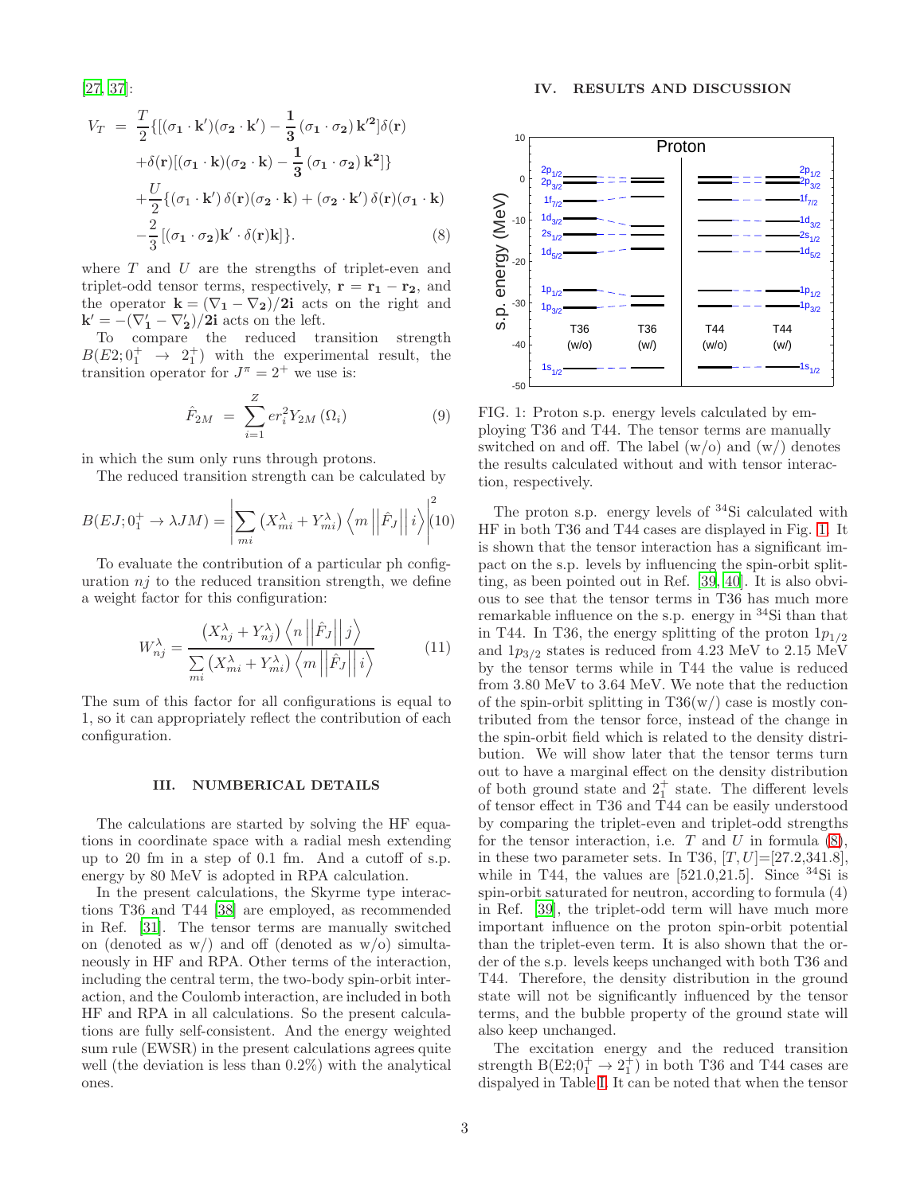[27, 37]:

$$
\begin{aligned}
V_T &= \frac{T}{2}\{[(\sigma_1\cdot\mathbf{k}')(\sigma_2\cdot\mathbf{k}') - \frac{1}{3}(\sigma_1\cdot\sigma_2)\mathbf{k}'^2]\delta(\mathbf{r}) \\
&\quad + \delta(\mathbf{r})[(\sigma_1\cdot\mathbf{k})(\sigma_2\cdot\mathbf{k}) - \frac{1}{3}(\sigma_1\cdot\sigma_2)\mathbf{k}^2]\} \\
&\quad + \frac{U}{2}\{(\sigma_1\cdot\mathbf{k}')\,\delta(\mathbf{r})(\sigma_2\cdot\mathbf{k}) + (\sigma_2\cdot\mathbf{k}')\,\delta(\mathbf{r})(\sigma_1\cdot\mathbf{k}) \\
&\quad - \frac{2}{3}[(\sigma_1\cdot\sigma_2)\mathbf{k}'\cdot\delta(\mathbf{r})\mathbf{k}]\}. \qquad (8)
\end{aligned}
$$

where $T$ and $U$ are the strengths of triplet-even and triplet-odd tensor terms, respectively, $\mathbf{r} = \mathbf{r_1} - \mathbf{r_2}$, and the operator $\mathbf{k} = (\nabla_1 - \nabla_2)/2\mathbf{i}$ acts on the right and $\mathbf{k}' = -(\nabla_1' - \nabla_2')/2\mathbf{i}$ acts on the left.

To compare the reduced transition strength $B(E2; 0_1^+ \to 2_1^+)$ with the experimental result, the transition operator for $J^\pi = 2^+$ we use is:

$$
\hat{F}_{2M} = \sum_{i=1}^{Z} e r_i^2 Y_{2M}(\Omega_i) \qquad (9)
$$

in which the sum only runs through protons.

The reduced transition strength can be calculated by

$$
B(EJ; 0_1^+ \to \lambda JM) = \left| \sum_{mi} \left(X_{mi}^\lambda + Y_{mi}^\lambda\right) \left\langle m \left|\left| \hat{F}_J \right|\right| i \right\rangle \right|^2 \qquad (10)
$$

To evaluate the contribution of a particular ph configuration $nj$ to the reduced transition strength, we define a weight factor for this configuration:

$$
W_{nj}^\lambda = \frac{\left(X_{nj}^\lambda + Y_{nj}^\lambda\right) \left\langle n \left|\left| \hat{F}_J \right|\right| j \right\rangle}{\sum_{mi} \left(X_{mi}^\lambda + Y_{mi}^\lambda\right) \left\langle m \left|\left| \hat{F}_J \right|\right| i \right\rangle} \qquad (11)
$$

The sum of this factor for all configurations is equal to 1, so it can appropriately reflect the contribution of each configuration.

## III. NUMBERICAL DETAILS

The calculations are started by solving the HF equations in coordinate space with a radial mesh extending up to 20 fm in a step of 0.1 fm. And a cutoff of s.p. energy by 80 MeV is adopted in RPA calculation.

In the present calculations, the Skyrme type interactions T36 and T44 [38] are employed, as recommended in Ref. [31]. The tensor terms are manually switched on (denoted as w/) and off (denoted as w/o) simultaneously in HF and RPA. Other terms of the interaction, including the central term, the two-body spin-orbit interaction, and the Coulomb interaction, are included in both HF and RPA in all calculations. So the present calculations are fully self-consistent. And the energy weighted sum rule (EWSR) in the present calculations agrees quite well (the deviation is less than 0.2%) with the analytical ones.

## IV. RESULTS AND DISCUSSION

FIG. 1: Proton s.p. energy levels calculated by employing T36 and T44. The tensor terms are manually switched on and off. The label (w/o) and (w/) denotes the results calculated without and with tensor interaction, respectively.

The proton s.p. energy levels of $^{34}$Si calculated with HF in both T36 and T44 cases are displayed in Fig. 1. It is shown that the tensor interaction has a significant impact on the s.p. levels by influencing the spin-orbit splitting, as been pointed out in Ref. [39, 40]. It is also obvious to see that the tensor terms in T36 has much more remarkable influence on the s.p. energy in $^{34}$Si than that in T44. In T36, the energy splitting of the proton $1p_{1/2}$ and $1p_{3/2}$ states is reduced from 4.23 MeV to 2.15 MeV by the tensor terms while in T44 the value is reduced from 3.80 MeV to 3.64 MeV. We note that the reduction of the spin-orbit splitting in T36(w/) case is mostly contributed from the tensor force, instead of the change in the spin-orbit field which is related to the density distribution. We will show later that the tensor terms turn out to have a marginal effect on the density distribution of both ground state and $2_1^+$ state. The different levels of tensor effect in T36 and T44 can be easily understood by comparing the triplet-even and triplet-odd strengths for the tensor interaction, i.e. $T$ and $U$ in formula (8), in these two parameter sets. In T36, $[T, U]$=[27.2,341.8], while in T44, the values are [521.0,21.5]. Since $^{34}$Si is spin-orbit saturated for neutron, according to formula (4) in Ref. [39], the triplet-odd term will have much more important influence on the proton spin-orbit potential than the triplet-even term. It is also shown that the order of the s.p. levels keeps unchanged with both T36 and T44. Therefore, the density distribution in the ground state will not be significantly influenced by the tensor terms, and the bubble property of the ground state will also keep unchanged.

The excitation energy and the reduced transition strength B(E2;$0_1^+ \to 2_1^+$) in both T36 and T44 cases are dispalyed in Table I. It can be noted that when the tensor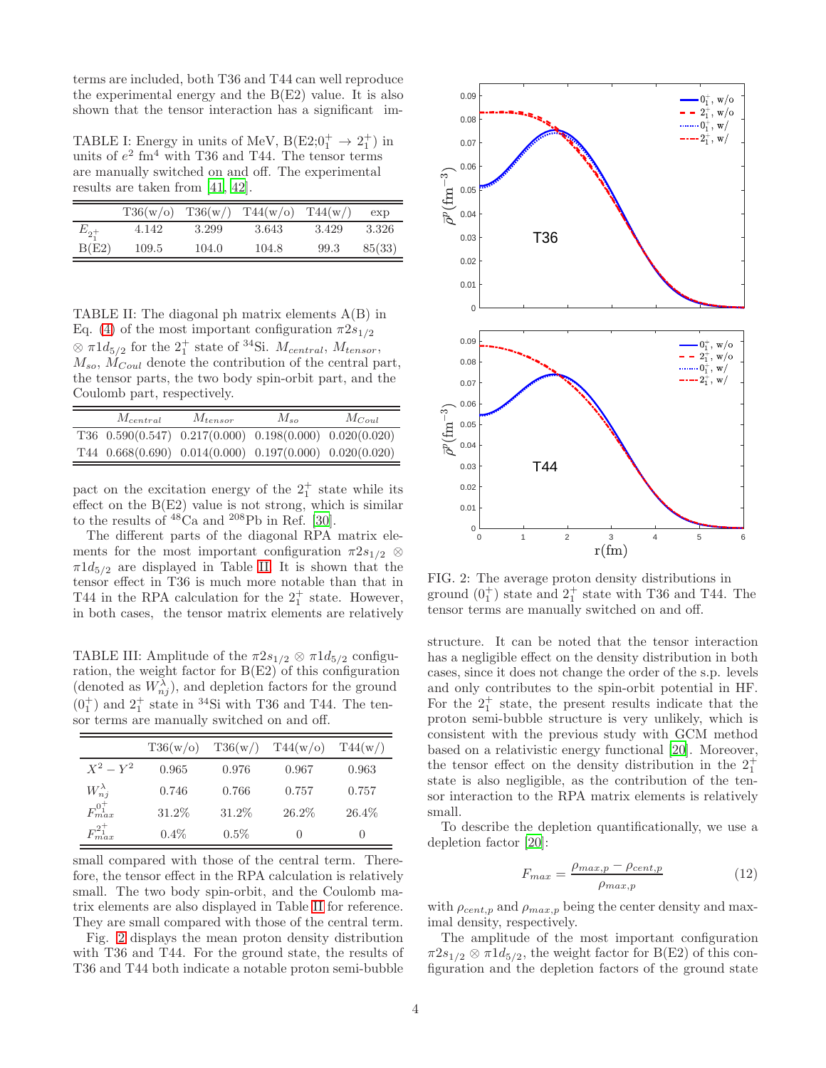terms are included, both T36 and T44 can well reproduce the experimental energy and the B(E2) value. It is also shown that the tensor interaction has a significant impact on the excitation energy of the $2_1^+$ state while its effect on the B(E2) value is not strong, which is similar to the results of $^{48}$Ca and $^{208}$Pb in Ref. [30].

TABLE I: Energy in units of MeV, B(E2;$0_1^+ \rightarrow 2_1^+$) in units of $e^2$ fm$^4$ with T36 and T44. The tensor terms are manually switched on and off. The experimental results are taken from [41, 42].

| | T36(w/o) | T36(w/) | T44(w/o) | T44(w/) | exp |
|---|---|---|---|---|---|
| $E_{2_1^+}$ | 4.142 | 3.299 | 3.643 | 3.429 | 3.326 |
| B(E2) | 109.5 | 104.0 | 104.8 | 99.3 | 85(33) |

TABLE II: The diagonal ph matrix elements A(B) in Eq. (4) of the most important configuration $\pi 2s_{1/2} \otimes \pi 1d_{5/2}$ for the $2_1^+$ state of $^{34}$Si. $M_{central}$, $M_{tensor}$, $M_{so}$, $M_{Coul}$ denote the contribution of the central part, the tensor parts, the two body spin-orbit part, and the Coulomb part, respectively.

| | $M_{central}$ | $M_{tensor}$ | $M_{so}$ | $M_{Coul}$ |
|---|---|---|---|---|
| T36 | 0.590(0.547) | 0.217(0.000) | 0.198(0.000) | 0.020(0.020) |
| T44 | 0.668(0.690) | 0.014(0.000) | 0.197(0.000) | 0.020(0.020) |

The different parts of the diagonal RPA matrix elements for the most important configuration $\pi 2s_{1/2} \otimes \pi 1d_{5/2}$ are displayed in Table II. It is shown that the tensor effect in T36 is much more notable than that in T44 in the RPA calculation for the $2_1^+$ state. However, in both cases, the tensor matrix elements are relatively small compared with those of the central term. Therefore, the tensor effect in the RPA calculation is relatively small. The two body spin-orbit, and the Coulomb matrix elements are also displayed in Table II for reference. They are small compared with those of the central term.

TABLE III: Amplitude of the $\pi 2s_{1/2} \otimes \pi 1d_{5/2}$ configuration, the weight factor for B(E2) of this configuration (denoted as $W_{nj}^{\lambda}$), and depletion factors for the ground ($0_1^+$) and $2_1^+$ state in $^{34}$Si with T36 and T44. The tensor terms are manually switched on and off.

| | T36(w/o) | T36(w/) | T44(w/o) | T44(w/) |
|---|---|---|---|---|
| $X^2 - Y^2$ | 0.965 | 0.976 | 0.967 | 0.963 |
| $W_{nj}^{\lambda}$ | 0.746 | 0.766 | 0.757 | 0.757 |
| $F_{max}^{0_1^+}$ | 31.2% | 31.2% | 26.2% | 26.4% |
| $F_{max}^{2_1^+}$ | 0.4% | 0.5% | 0 | 0 |

Fig. 2 displays the mean proton density distribution with T36 and T44. For the ground state, the results of T36 and T44 both indicate a notable proton semi-bubble structure. It can be noted that the tensor interaction has a negligible effect on the density distribution in both cases, since it does not change the order of the s.p. levels and only contributes to the spin-orbit potential in HF. For the $2_1^+$ state, the present results indicate that the proton semi-bubble structure is very unlikely, which is consistent with the previous study with GCM method based on a relativistic energy functional [20]. Moreover, the tensor effect on the density distribution in the $2_1^+$ state is also negligible, as the contribution of the tensor interaction to the RPA matrix elements is relatively small.

FIG. 2: The average proton density distributions in ground ($0_1^+$) state and $2_1^+$ state with T36 and T44. The tensor terms are manually switched on and off.

To describe the depletion quantificationally, we use a depletion factor [20]:

$$F_{max} = \frac{\rho_{max,p} - \rho_{cent,p}}{\rho_{max,p}} \tag{12}$$

with $\rho_{cent,p}$ and $\rho_{max,p}$ being the center density and maximal density, respectively.

The amplitude of the most important configuration $\pi 2s_{1/2} \otimes \pi 1d_{5/2}$, the weight factor for B(E2) of this configuration and the depletion factors of the ground state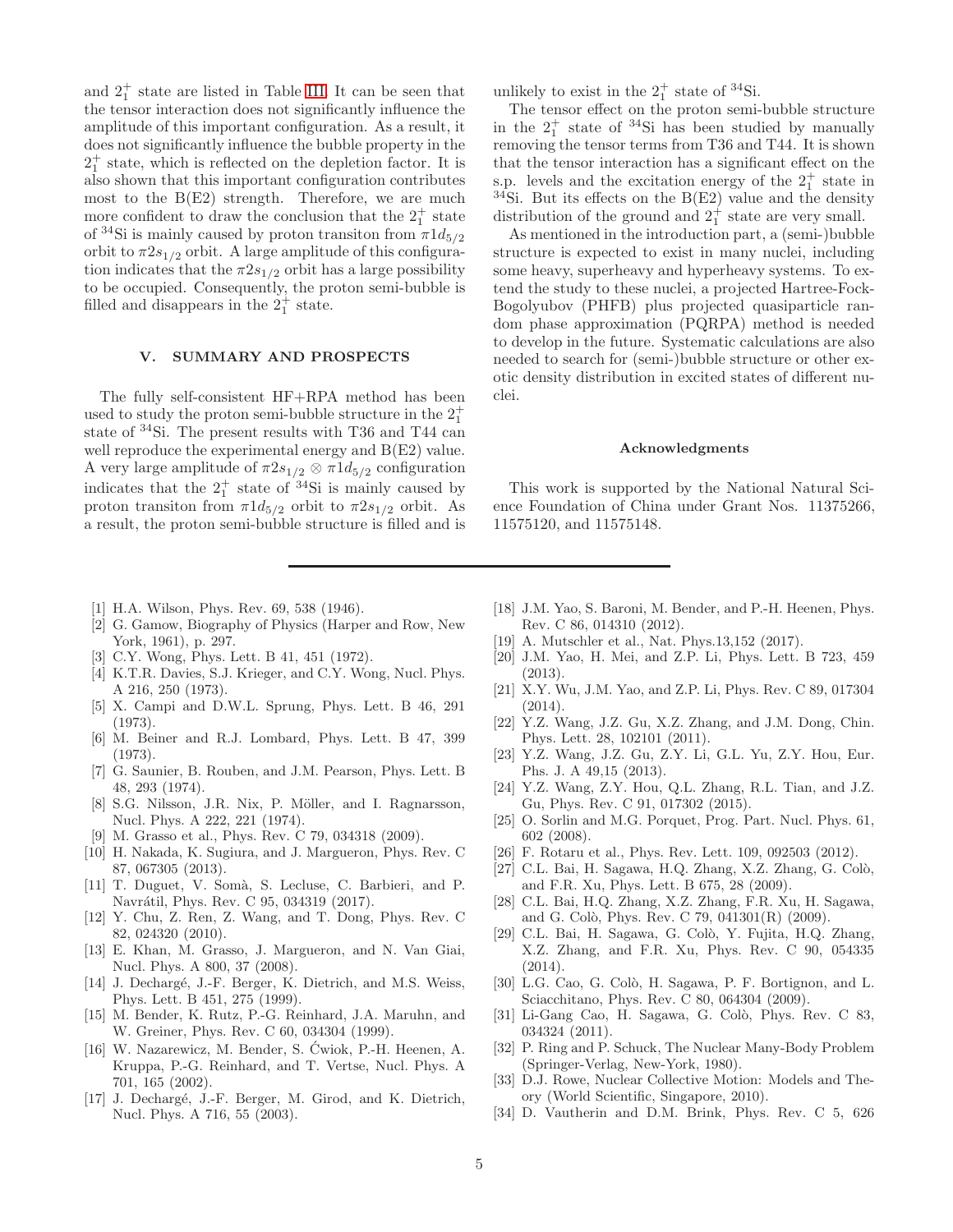and $2_1^+$ state are listed in Table III. It can be seen that the tensor interaction does not significantly influence the amplitude of this important configuration. As a result, it does not significantly influence the bubble property in the $2_1^+$ state, which is reflected on the depletion factor. It is also shown that this important configuration contributes most to the B(E2) strength. Therefore, we are much more confident to draw the conclusion that the $2_1^+$ state of $^{34}$Si is mainly caused by proton transiton from $\pi 1d_{5/2}$ orbit to $\pi 2s_{1/2}$ orbit. A large amplitude of this configuration indicates that the $\pi 2s_{1/2}$ orbit has a large possibility to be occupied. Consequently, the proton semi-bubble is filled and disappears in the $2_1^+$ state.

## V. SUMMARY AND PROSPECTS

The fully self-consistent HF+RPA method has been used to study the proton semi-bubble structure in the $2_1^+$ state of $^{34}$Si. The present results with T36 and T44 can well reproduce the experimental energy and B(E2) value. A very large amplitude of $\pi 2s_{1/2} \otimes \pi 1d_{5/2}$ configuration indicates that the $2_1^+$ state of $^{34}$Si is mainly caused by proton transiton from $\pi 1d_{5/2}$ orbit to $\pi 2s_{1/2}$ orbit. As a result, the proton semi-bubble structure is filled and is unlikely to exist in the $2_1^+$ state of $^{34}$Si.

The tensor effect on the proton semi-bubble structure in the $2_1^+$ state of $^{34}$Si has been studied by manually removing the tensor terms from T36 and T44. It is shown that the tensor interaction has a significant effect on the s.p. levels and the excitation energy of the $2_1^+$ state in $^{34}$Si. But its effects on the B(E2) value and the density distribution of the ground and $2_1^+$ state are very small.

As mentioned in the introduction part, a (semi-)bubble structure is expected to exist in many nuclei, including some heavy, superheavy and hyperheavy systems. To extend the study to these nuclei, a projected Hartree-Fock-Bogolyubov (PHFB) plus projected quasiparticle random phase approximation (PQRPA) method is needed to develop in the future. Systematic calculations are also needed to search for (semi-)bubble structure or other exotic density distribution in excited states of different nuclei.

### Acknowledgments

This work is supported by the National Natural Science Foundation of China under Grant Nos. 11375266, 11575120, and 11575148.

---

[1] H.A. Wilson, Phys. Rev. 69, 538 (1946).
[2] G. Gamow, Biography of Physics (Harper and Row, New York, 1961), p. 297.
[3] C.Y. Wong, Phys. Lett. B 41, 451 (1972).
[4] K.T.R. Davies, S.J. Krieger, and C.Y. Wong, Nucl. Phys. A 216, 250 (1973).
[5] X. Campi and D.W.L. Sprung, Phys. Lett. B 46, 291 (1973).
[6] M. Beiner and R.J. Lombard, Phys. Lett. B 47, 399 (1973).
[7] G. Saunier, B. Rouben, and J.M. Pearson, Phys. Lett. B 48, 293 (1974).
[8] S.G. Nilsson, J.R. Nix, P. Möller, and I. Ragnarsson, Nucl. Phys. A 222, 221 (1974).
[9] M. Grasso et al., Phys. Rev. C 79, 034318 (2009).
[10] H. Nakada, K. Sugiura, and J. Margueron, Phys. Rev. C 87, 067305 (2013).
[11] T. Duguet, V. Somà, S. Lecluse, C. Barbieri, and P. Navrátil, Phys. Rev. C 95, 034319 (2017).
[12] Y. Chu, Z. Ren, Z. Wang, and T. Dong, Phys. Rev. C 82, 024320 (2010).
[13] E. Khan, M. Grasso, J. Margueron, and N. Van Giai, Nucl. Phys. A 800, 37 (2008).
[14] J. Dechargé, J.-F. Berger, K. Dietrich, and M.S. Weiss, Phys. Lett. B 451, 275 (1999).
[15] M. Bender, K. Rutz, P.-G. Reinhard, J.A. Maruhn, and W. Greiner, Phys. Rev. C 60, 034304 (1999).
[16] W. Nazarewicz, M. Bender, S. Ćwiok, P.-H. Heenen, A. Kruppa, P.-G. Reinhard, and T. Vertse, Nucl. Phys. A 701, 165 (2002).
[17] J. Dechargé, J.-F. Berger, M. Girod, and K. Dietrich, Nucl. Phys. A 716, 55 (2003).
[18] J.M. Yao, S. Baroni, M. Bender, and P.-H. Heenen, Phys. Rev. C 86, 014310 (2012).
[19] A. Mutschler et al., Nat. Phys.13,152 (2017).
[20] J.M. Yao, H. Mei, and Z.P. Li, Phys. Lett. B 723, 459 (2013).
[21] X.Y. Wu, J.M. Yao, and Z.P. Li, Phys. Rev. C 89, 017304 (2014).
[22] Y.Z. Wang, J.Z. Gu, X.Z. Zhang, and J.M. Dong, Chin. Phys. Lett. 28, 102101 (2011).
[23] Y.Z. Wang, J.Z. Gu, Z.Y. Li, G.L. Yu, Z.Y. Hou, Eur. Phs. J. A 49,15 (2013).
[24] Y.Z. Wang, Z.Y. Hou, Q.L. Zhang, R.L. Tian, and J.Z. Gu, Phys. Rev. C 91, 017302 (2015).
[25] O. Sorlin and M.G. Porquet, Prog. Part. Nucl. Phys. 61, 602 (2008).
[26] F. Rotaru et al., Phys. Rev. Lett. 109, 092503 (2012).
[27] C.L. Bai, H. Sagawa, H.Q. Zhang, X.Z. Zhang, G. Colò, and F.R. Xu, Phys. Lett. B 675, 28 (2009).
[28] C.L. Bai, H.Q. Zhang, X.Z. Zhang, F.R. Xu, H. Sagawa, and G. Colò, Phys. Rev. C 79, 041301(R) (2009).
[29] C.L. Bai, H. Sagawa, G. Colò, Y. Fujita, H.Q. Zhang, X.Z. Zhang, and F.R. Xu, Phys. Rev. C 90, 054335 (2014).
[30] L.G. Cao, G. Colò, H. Sagawa, P. F. Bortignon, and L. Sciacchitano, Phys. Rev. C 80, 064304 (2009).
[31] Li-Gang Cao, H. Sagawa, G. Colò, Phys. Rev. C 83, 034324 (2011).
[32] P. Ring and P. Schuck, The Nuclear Many-Body Problem (Springer-Verlag, New-York, 1980).
[33] D.J. Rowe, Nuclear Collective Motion: Models and Theory (World Scientific, Singapore, 2010).
[34] D. Vautherin and D.M. Brink, Phys. Rev. C 5, 626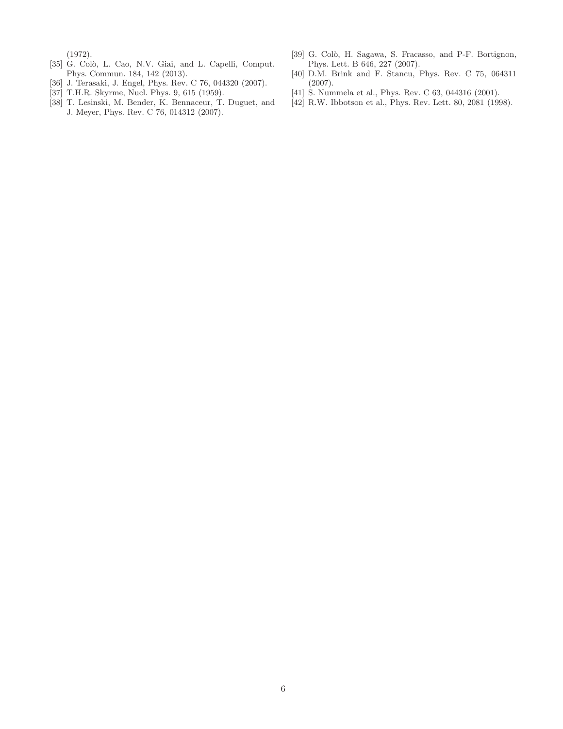(1972).

[35] G. Colò, L. Cao, N.V. Giai, and L. Capelli, Comput. Phys. Commun. 184, 142 (2013).

[36] J. Terasaki, J. Engel, Phys. Rev. C 76, 044320 (2007).

[37] T.H.R. Skyrme, Nucl. Phys. 9, 615 (1959).

[38] T. Lesinski, M. Bender, K. Bennaceur, T. Duguet, and J. Meyer, Phys. Rev. C 76, 014312 (2007).

[39] G. Colò, H. Sagawa, S. Fracasso, and P-F. Bortignon, Phys. Lett. B 646, 227 (2007).

[40] D.M. Brink and F. Stancu, Phys. Rev. C 75, 064311 (2007).

[41] S. Nummela et al., Phys. Rev. C 63, 044316 (2001).

[42] R.W. Ibbotson et al., Phys. Rev. Lett. 80, 2081 (1998).